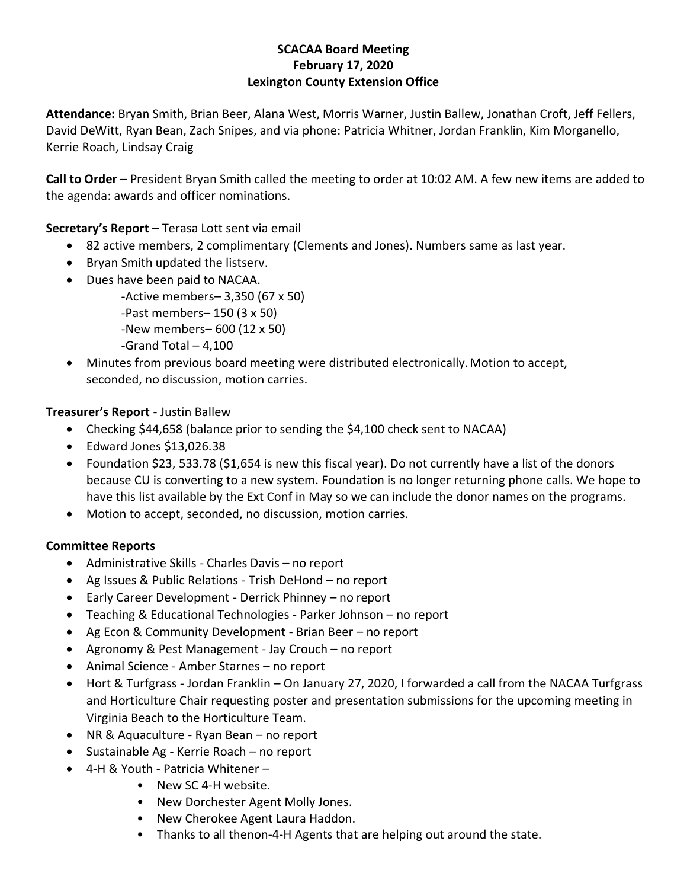**SCACAA Board Meeting**
**February 17, 2020**
**Lexington County Extension Office**

**Attendance:** Bryan Smith, Brian Beer, Alana West, Morris Warner, Justin Ballew, Jonathan Croft, Jeff Fellers, David DeWitt, Ryan Bean, Zach Snipes, and via phone: Patricia Whitner, Jordan Franklin, Kim Morganello, Kerrie Roach, Lindsay Craig

**Call to Order** – President Bryan Smith called the meeting to order at 10:02 AM. A few new items are added to the agenda: awards and officer nominations.

**Secretary's Report** – Terasa Lott sent via email

- 82 active members, 2 complimentary (Clements and Jones). Numbers same as last year.
- Bryan Smith updated the listserv.
- Dues have been paid to NACAA.
  - -Active members– 3,350 (67 x 50)
  - -Past members– 150 (3 x 50)
  - -New members– 600 (12 x 50)
  - -Grand Total – 4,100
- Minutes from previous board meeting were distributed electronically. Motion to accept, seconded, no discussion, motion carries.

**Treasurer's Report** - Justin Ballew

- Checking $44,658 (balance prior to sending the $4,100 check sent to NACAA)
- Edward Jones $13,026.38
- Foundation $23, 533.78 ($1,654 is new this fiscal year). Do not currently have a list of the donors because CU is converting to a new system. Foundation is no longer returning phone calls. We hope to have this list available by the Ext Conf in May so we can include the donor names on the programs.
- Motion to accept, seconded, no discussion, motion carries.

**Committee Reports**

- Administrative Skills - Charles Davis – no report
- Ag Issues & Public Relations - Trish DeHond – no report
- Early Career Development - Derrick Phinney – no report
- Teaching & Educational Technologies - Parker Johnson – no report
- Ag Econ & Community Development - Brian Beer – no report
- Agronomy & Pest Management - Jay Crouch – no report
- Animal Science - Amber Starnes – no report
- Hort & Turfgrass - Jordan Franklin – On January 27, 2020, I forwarded a call from the NACAA Turfgrass and Horticulture Chair requesting poster and presentation submissions for the upcoming meeting in Virginia Beach to the Horticulture Team.
- NR & Aquaculture - Ryan Bean – no report
- Sustainable Ag - Kerrie Roach – no report
- 4-H & Youth - Patricia Whitener –
  - New SC 4-H website.
  - New Dorchester Agent Molly Jones.
  - New Cherokee Agent Laura Haddon.
  - Thanks to all thenon-4-H Agents that are helping out around the state.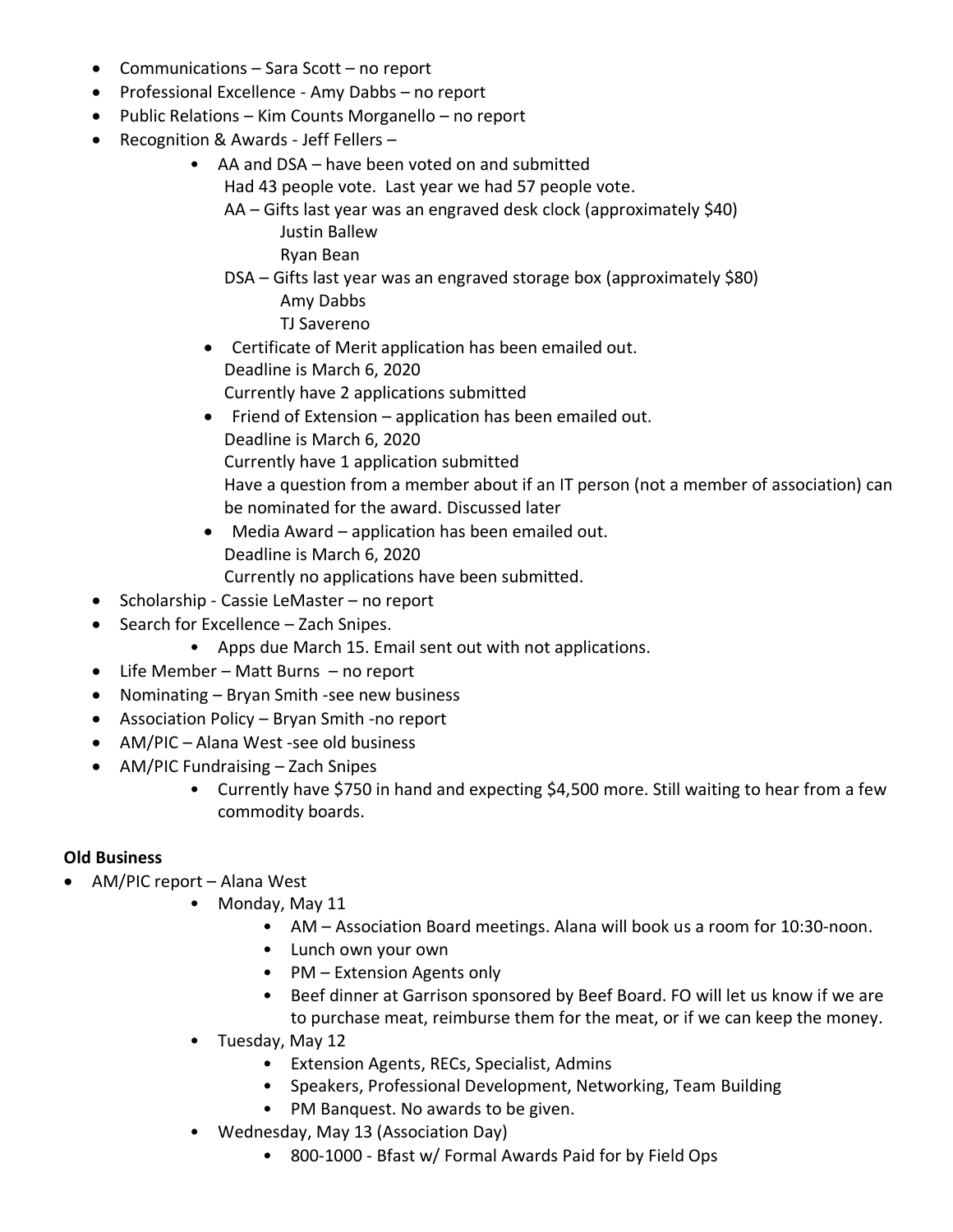- Communications – Sara Scott – no report
- Professional Excellence - Amy Dabbs – no report
- Public Relations – Kim Counts Morganello – no report
- Recognition & Awards - Jeff Fellers –
  - AA and DSA – have been voted on and submitted
    Had 43 people vote. Last year we had 57 people vote.
    AA – Gifts last year was an engraved desk clock (approximately $40)
    Justin Ballew
    Ryan Bean
    DSA – Gifts last year was an engraved storage box (approximately $80)
    Amy Dabbs
    TJ Savereno
  - Certificate of Merit application has been emailed out.
    Deadline is March 6, 2020
    Currently have 2 applications submitted
  - Friend of Extension – application has been emailed out.
    Deadline is March 6, 2020
    Currently have 1 application submitted
    Have a question from a member about if an IT person (not a member of association) can be nominated for the award. Discussed later
  - Media Award – application has been emailed out.
    Deadline is March 6, 2020
    Currently no applications have been submitted.
- Scholarship - Cassie LeMaster – no report
- Search for Excellence – Zach Snipes.
  - Apps due March 15. Email sent out with not applications.
- Life Member – Matt Burns – no report
- Nominating – Bryan Smith -see new business
- Association Policy – Bryan Smith -no report
- AM/PIC – Alana West -see old business
- AM/PIC Fundraising – Zach Snipes
  - Currently have $750 in hand and expecting $4,500 more. Still waiting to hear from a few commodity boards.

**Old Business**

- AM/PIC report – Alana West
  - Monday, May 11
    - AM – Association Board meetings. Alana will book us a room for 10:30-noon.
    - Lunch own your own
    - PM – Extension Agents only
    - Beef dinner at Garrison sponsored by Beef Board. FO will let us know if we are to purchase meat, reimburse them for the meat, or if we can keep the money.
  - Tuesday, May 12
    - Extension Agents, RECs, Specialist, Admins
    - Speakers, Professional Development, Networking, Team Building
    - PM Banquest. No awards to be given.
  - Wednesday, May 13 (Association Day)
    - 800-1000 - Bfast w/ Formal Awards Paid for by Field Ops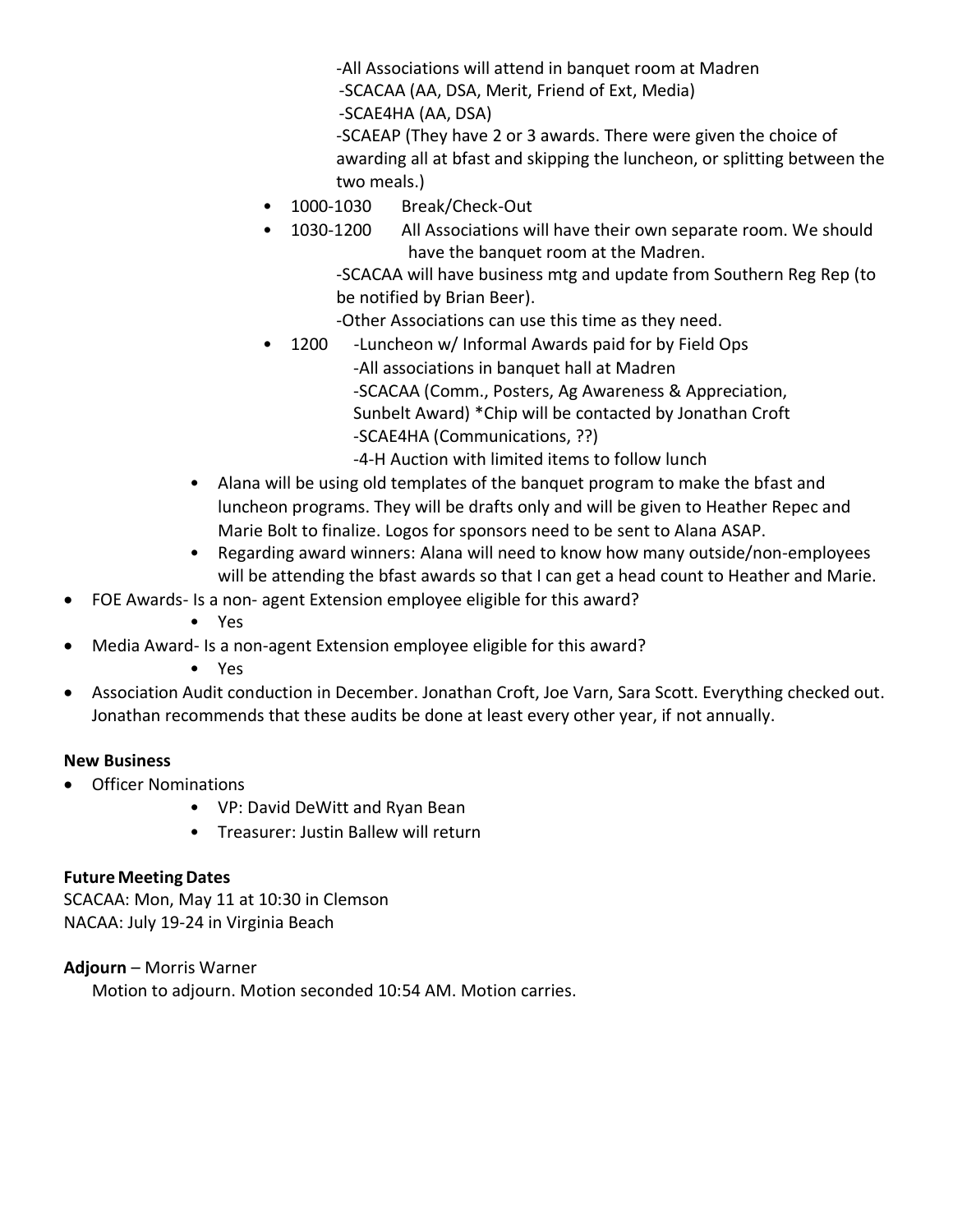- All Associations will attend in banquet room at Madren
  - SCACAA (AA, DSA, Merit, Friend of Ext, Media)
  - SCAE4HA (AA, DSA)
  - SCAEAP (They have 2 or 3 awards. There were given the choice of awarding all at bfast and skipping the luncheon, or splitting between the two meals.)
- 1000-1030 Break/Check-Out
- 1030-1200 All Associations will have their own separate room. We should have the banquet room at the Madren.
  - SCACAA will have business mtg and update from Southern Reg Rep (to be notified by Brian Beer).
  - Other Associations can use this time as they need.
- 1200 -Luncheon w/ Informal Awards paid for by Field Ops
  - All associations in banquet hall at Madren
  - SCACAA (Comm., Posters, Ag Awareness & Appreciation, Sunbelt Award) *Chip will be contacted by Jonathan Croft
  - SCAE4HA (Communications, ??)
  - 4-H Auction with limited items to follow lunch
- Alana will be using old templates of the banquet program to make the bfast and luncheon programs. They will be drafts only and will be given to Heather Repec and Marie Bolt to finalize. Logos for sponsors need to be sent to Alana ASAP.
- Regarding award winners: Alana will need to know how many outside/non-employees will be attending the bfast awards so that I can get a head count to Heather and Marie.

- FOE Awards- Is a non- agent Extension employee eligible for this award?
  - Yes
- Media Award- Is a non-agent Extension employee eligible for this award?
  - Yes
- Association Audit conduction in December. Jonathan Croft, Joe Varn, Sara Scott. Everything checked out. Jonathan recommends that these audits be done at least every other year, if not annually.

**New Business**

- Officer Nominations
  - VP: David DeWitt and Ryan Bean
  - Treasurer: Justin Ballew will return

**Future Meeting Dates**

SCACAA: Mon, May 11 at 10:30 in Clemson
NACAA: July 19-24 in Virginia Beach

**Adjourn** – Morris Warner

Motion to adjourn. Motion seconded 10:54 AM. Motion carries.